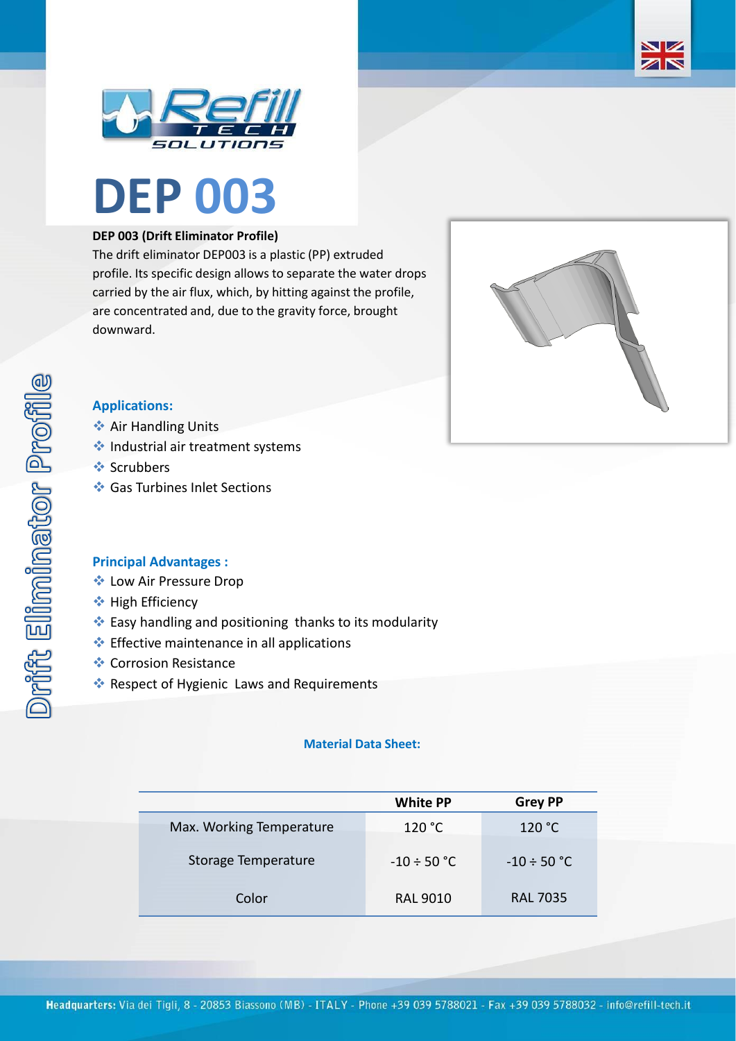# DEP 003

**DEP 003 (Drift Eliminator Profile)**

The drift eliminator DEP003 is a plastic (PP) extruded profile. Its specific design allows to separate the water drops carried by the air flux, which, by hitting against the profile, are concentrated and, due to the gravity force, brought downward.

Drift Eliminator Profile

## Applications:

- Air Handling Units
- Industrial air treatment systems
- Scrubbers
- Gas Turbines Inlet Sections

## Principal Advantages :

- Low Air Pressure Drop
- High Efficiency
- Easy handling and positioning thanks to its modularity
- Effective maintenance in all applications
- Corrosion Resistance
- Respect of Hygienic Laws and Requirements

**Material Data Sheet:**

| | White PP | Grey PP |
|---|---|---|
| Max. Working Temperature | 120 °C | 120 °C |
| Storage Temperature | -10 ÷ 50 °C | -10 ÷ 50 °C |
| Color | RAL 9010 | RAL 7035 |

**Headquarters:** Via dei Tigli, 8 - 20853 Biassono (MB) - ITALY - Phone +39 039 5788021 - Fax +39 039 5788032 - info@refill-tech.it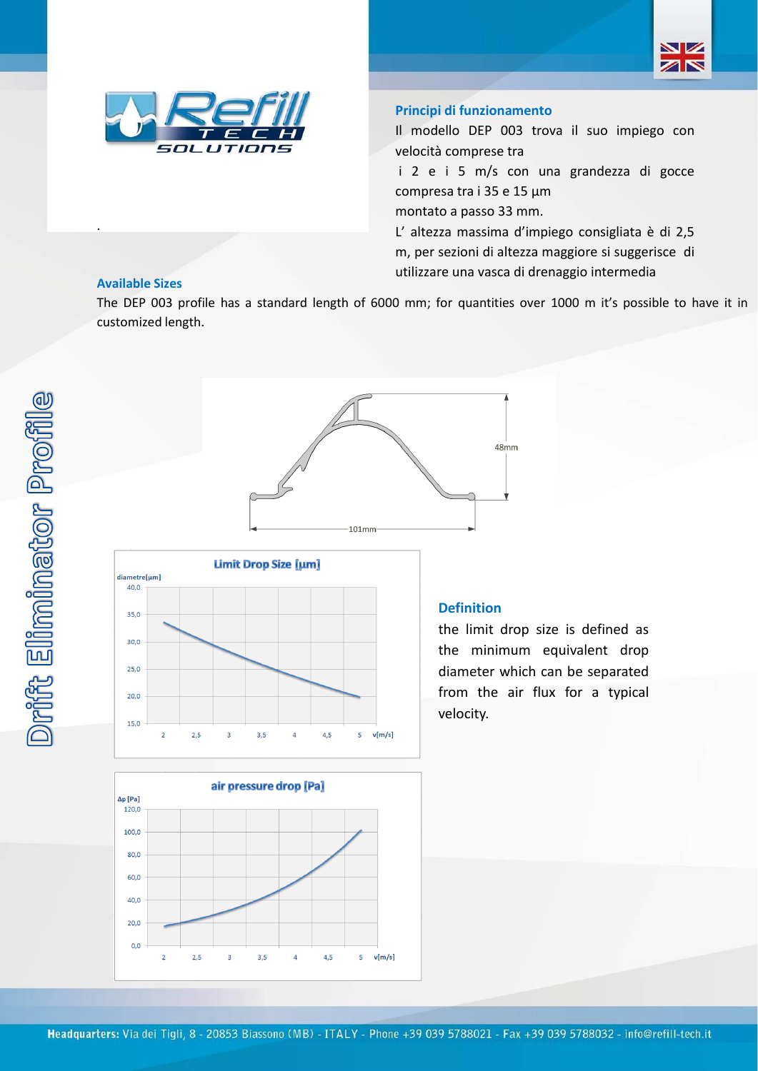## Principi di funzionamento

Il modello DEP 003 trova il suo impiego con velocità comprese tra i 2 e i 5 m/s con una grandezza di gocce compresa tra i 35 e 15 µm montato a passo 33 mm.

L' altezza massima d'impiego consigliata è di 2,5 m, per sezioni di altezza maggiore si suggerisce di utilizzare una vasca di drenaggio intermedia

## Available Sizes

The DEP 003 profile has a standard length of 6000 mm; for quantities over 1000 m it's possible to have it in customized length.

# Drift Eliminator Profile

48mm

101mm

Limit Drop Size [µm]

diametre[µm]

40,0
35,0
30,0
25,0
20,0
15,0

2 2,5 3 3,5 4 4,5 5 v[m/s]

## Definition

the limit drop size is defined as the minimum equivalent drop diameter which can be separated from the air flux for a typical velocity.

air pressure drop [Pa]

Δp [Pa]

120,0
100,0
80,0
60,0
40,0
20,0
0,0

2 2,5 3 3,5 4 4,5 5 v[m/s]